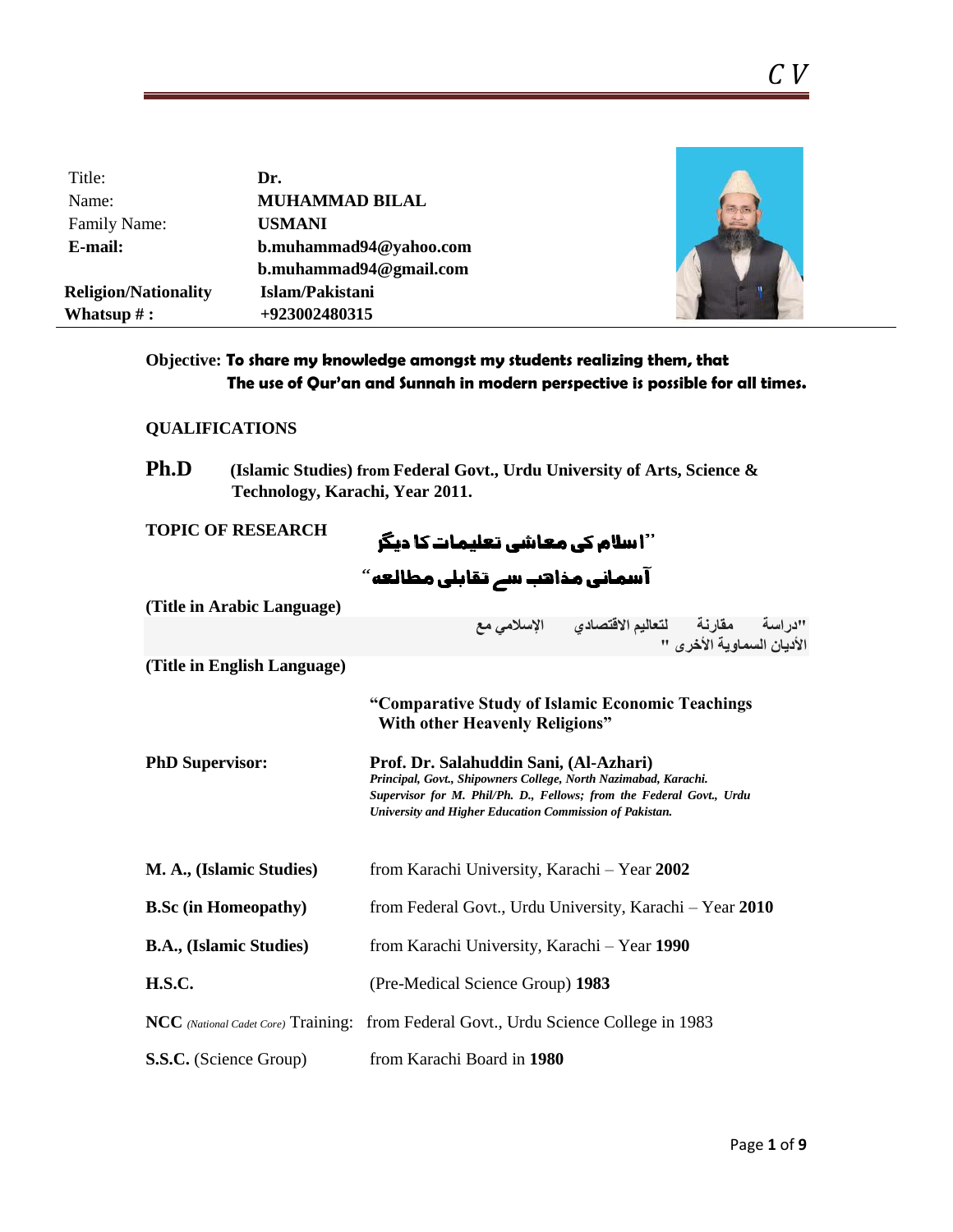# C V

| | |
|---|---|
| Title: | **Dr.** |
| Name: | **MUHAMMAD BILAL** |
| Family Name: | **USMANI** |
| **E-mail:** | **b.muhammad94@yahoo.com** |
| | **b.muhammad94@gmail.com** |
| **Religion/Nationality** | **Islam/Pakistani** |
| **Whatsup # :** | **+923002480315** |

**Objective: To share my knowledge amongst my students realizing them, that The use of Qur'an and Sunnah in modern perspective is possible for all times.**

## QUALIFICATIONS

**Ph.D** **(Islamic Studies) from Federal Govt., Urdu University of Arts, Science & Technology, Karachi, Year 2011.**

**TOPIC OF RESEARCH**

**"اسلام کی معاشی تعلیمات کا دیگر آسمانی مذاہب سے تقابلی مطالعہ"**

**(Title in Arabic Language)**

"دراسة مقارنة لتعاليم الاقتصادي الإسلامي مع الأديان السماوية الأخرى "

**(Title in English Language)**

**"Comparative Study of Islamic Economic Teachings With other Heavenly Religions"**

**PhD Supervisor:** **Prof. Dr. Salahuddin Sani, (Al-Azhari)**
***Principal, Govt., Shipowners College, North Nazimabad, Karachi.***
***Supervisor for M. Phil/Ph. D., Fellows; from the Federal Govt., Urdu University and Higher Education Commission of Pakistan.***

| | |
|---|---|
| **M. A., (Islamic Studies)** | from Karachi University, Karachi – Year **2002** |
| **B.Sc (in Homeopathy)** | from Federal Govt., Urdu University, Karachi – Year **2010** |
| **B.A., (Islamic Studies)** | from Karachi University, Karachi – Year **1990** |
| **H.S.C.** | (Pre-Medical Science Group) **1983** |
| **NCC** *(National Cadet Core)* Training: | from Federal Govt., Urdu Science College in 1983 |
| **S.S.C.** (Science Group) | from Karachi Board in **1980** |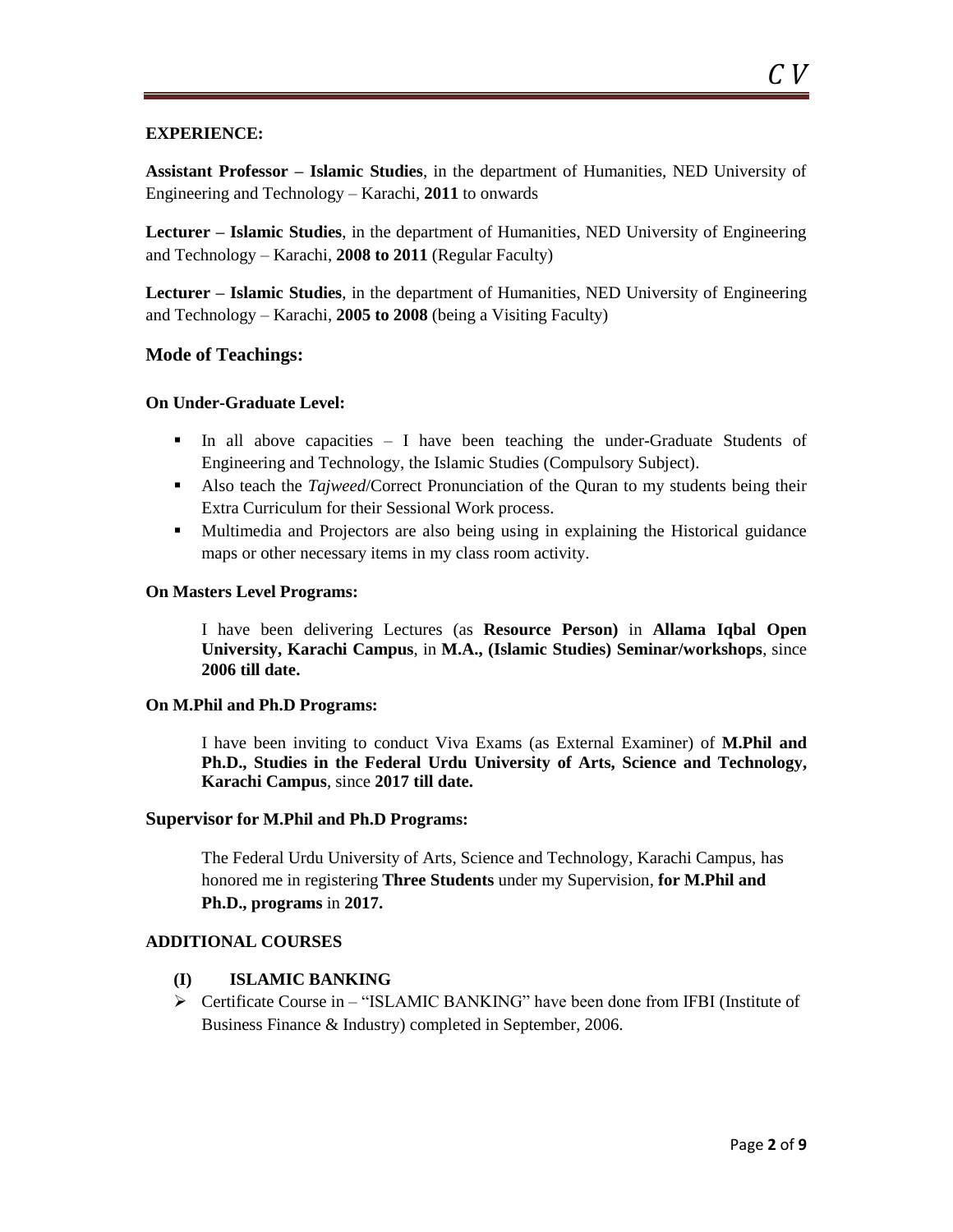## EXPERIENCE:

**Assistant Professor – Islamic Studies**, in the department of Humanities, NED University of Engineering and Technology – Karachi, **2011** to onwards

**Lecturer – Islamic Studies**, in the department of Humanities, NED University of Engineering and Technology – Karachi, **2008 to 2011** (Regular Faculty)

**Lecturer – Islamic Studies**, in the department of Humanities, NED University of Engineering and Technology – Karachi, **2005 to 2008** (being a Visiting Faculty)

### Mode of Teachings:

**On Under-Graduate Level:**

- In all above capacities – I have been teaching the under-Graduate Students of Engineering and Technology, the Islamic Studies (Compulsory Subject).
- Also teach the *Tajweed*/Correct Pronunciation of the Quran to my students being their Extra Curriculum for their Sessional Work process.
- Multimedia and Projectors are also being using in explaining the Historical guidance maps or other necessary items in my class room activity.

**On Masters Level Programs:**

I have been delivering Lectures (as **Resource Person)** in **Allama Iqbal Open University, Karachi Campus**, in **M.A., (Islamic Studies) Seminar/workshops**, since **2006 till date.**

**On M.Phil and Ph.D Programs:**

I have been inviting to conduct Viva Exams (as External Examiner) of **M.Phil and Ph.D., Studies in the Federal Urdu University of Arts, Science and Technology, Karachi Campus**, since **2017 till date.**

**Supervisor for M.Phil and Ph.D Programs:**

The Federal Urdu University of Arts, Science and Technology, Karachi Campus, has honored me in registering **Three Students** under my Supervision, **for M.Phil and Ph.D., programs** in **2017.**

## ADDITIONAL COURSES

**(I) ISLAMIC BANKING**

- Certificate Course in – "ISLAMIC BANKING" have been done from IFBI (Institute of Business Finance & Industry) completed in September, 2006.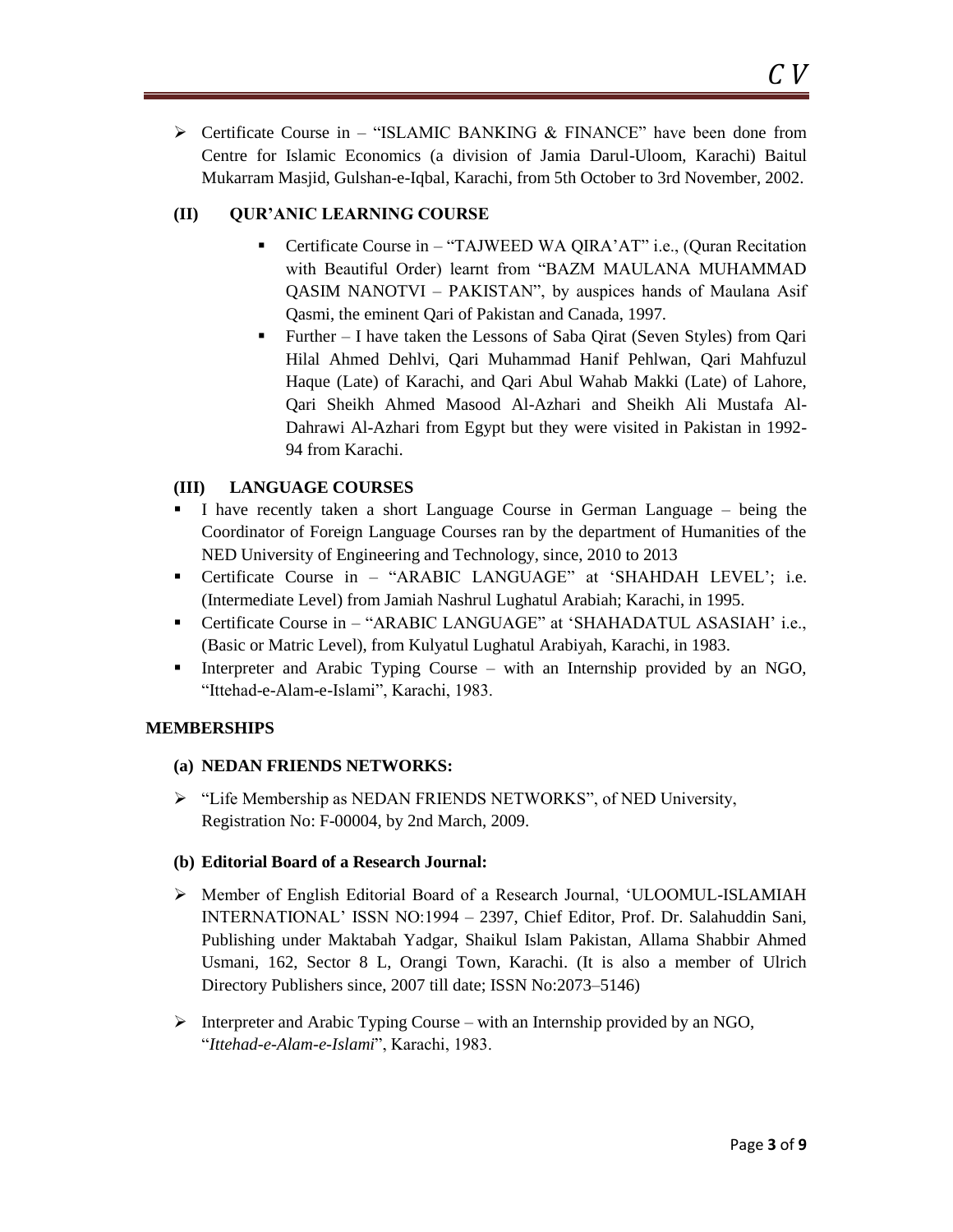- Certificate Course in – "ISLAMIC BANKING & FINANCE" have been done from Centre for Islamic Economics (a division of Jamia Darul-Uloom, Karachi) Baitul Mukarram Masjid, Gulshan-e-Iqbal, Karachi, from 5th October to 3rd November, 2002.

### (II) QUR'ANIC LEARNING COURSE

- Certificate Course in – "TAJWEED WA QIRA'AT" i.e., (Quran Recitation with Beautiful Order) learnt from "BAZM MAULANA MUHAMMAD QASIM NANOTVI – PAKISTAN", by auspices hands of Maulana Asif Qasmi, the eminent Qari of Pakistan and Canada, 1997.
- Further – I have taken the Lessons of Saba Qirat (Seven Styles) from Qari Hilal Ahmed Dehlvi, Qari Muhammad Hanif Pehlwan, Qari Mahfuzul Haque (Late) of Karachi, and Qari Abul Wahab Makki (Late) of Lahore, Qari Sheikh Ahmed Masood Al-Azhari and Sheikh Ali Mustafa Al-Dahrawi Al-Azhari from Egypt but they were visited in Pakistan in 1992-94 from Karachi.

### (III) LANGUAGE COURSES

- I have recently taken a short Language Course in German Language – being the Coordinator of Foreign Language Courses ran by the department of Humanities of the NED University of Engineering and Technology, since, 2010 to 2013
- Certificate Course in – "ARABIC LANGUAGE" at 'SHAHDAH LEVEL'; i.e. (Intermediate Level) from Jamiah Nashrul Lughatul Arabiah; Karachi, in 1995.
- Certificate Course in – "ARABIC LANGUAGE" at 'SHAHADATUL ASASIAH' i.e., (Basic or Matric Level), from Kulyatul Lughatul Arabiyah, Karachi, in 1983.
- Interpreter and Arabic Typing Course – with an Internship provided by an NGO, "Ittehad-e-Alam-e-Islami", Karachi, 1983.

## MEMBERSHIPS

### (a) NEDAN FRIENDS NETWORKS:

- "Life Membership as NEDAN FRIENDS NETWORKS", of NED University, Registration No: F-00004, by 2nd March, 2009.

### (b) Editorial Board of a Research Journal:

- Member of English Editorial Board of a Research Journal, 'ULOOMUL-ISLAMIAH INTERNATIONAL' ISSN NO:1994 – 2397, Chief Editor, Prof. Dr. Salahuddin Sani, Publishing under Maktabah Yadgar, Shaikul Islam Pakistan, Allama Shabbir Ahmed Usmani, 162, Sector 8 L, Orangi Town, Karachi. (It is also a member of Ulrich Directory Publishers since, 2007 till date; ISSN No:2073–5146)

- Interpreter and Arabic Typing Course – with an Internship provided by an NGO, "*Ittehad-e-Alam-e-Islami*", Karachi, 1983.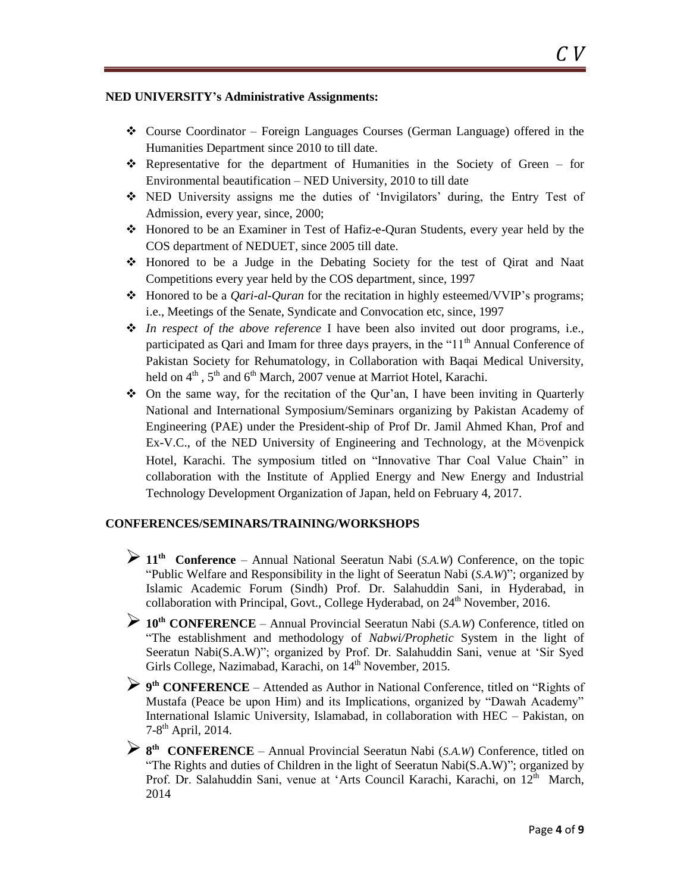**NED UNIVERSITY's Administrative Assignments:**

- Course Coordinator – Foreign Languages Courses (German Language) offered in the Humanities Department since 2010 to till date.
- Representative for the department of Humanities in the Society of Green – for Environmental beautification – NED University, 2010 to till date
- NED University assigns me the duties of 'Invigilators' during, the Entry Test of Admission, every year, since, 2000;
- Honored to be an Examiner in Test of Hafiz-e-Quran Students, every year held by the COS department of NEDUET, since 2005 till date.
- Honored to be a Judge in the Debating Society for the test of Qirat and Naat Competitions every year held by the COS department, since, 1997
- Honored to be a *Qari-al-Quran* for the recitation in highly esteemed/VVIP's programs; i.e., Meetings of the Senate, Syndicate and Convocation etc, since, 1997
- *In respect of the above reference* I have been also invited out door programs, i.e., participated as Qari and Imam for three days prayers, in the "11th Annual Conference of Pakistan Society for Rehumatology, in Collaboration with Baqai Medical University, held on 4th , 5th and 6th March, 2007 venue at Marriot Hotel, Karachi.
- On the same way, for the recitation of the Qur'an, I have been inviting in Quarterly National and International Symposium/Seminars organizing by Pakistan Academy of Engineering (PAE) under the President-ship of Prof Dr. Jamil Ahmed Khan, Prof and Ex-V.C., of the NED University of Engineering and Technology, at the Mövenpick Hotel, Karachi. The symposium titled on "Innovative Thar Coal Value Chain" in collaboration with the Institute of Applied Energy and New Energy and Industrial Technology Development Organization of Japan, held on February 4, 2017.

**CONFERENCES/SEMINARS/TRAINING/WORKSHOPS**

- **11th Conference** – Annual National Seeratun Nabi (*S.A.W*) Conference, on the topic "Public Welfare and Responsibility in the light of Seeratun Nabi (*S.A.W*)"; organized by Islamic Academic Forum (Sindh) Prof. Dr. Salahuddin Sani, in Hyderabad, in collaboration with Principal, Govt., College Hyderabad, on 24th November, 2016.
- **10th CONFERENCE** – Annual Provincial Seeratun Nabi (*S.A.W*) Conference, titled on "The establishment and methodology of *Nabwi/Prophetic* System in the light of Seeratun Nabi(S.A.W)"; organized by Prof. Dr. Salahuddin Sani, venue at 'Sir Syed Girls College, Nazimabad, Karachi, on 14th November, 2015.
- **9th CONFERENCE** – Attended as Author in National Conference, titled on "Rights of Mustafa (Peace be upon Him) and its Implications, organized by "Dawah Academy" International Islamic University, Islamabad, in collaboration with HEC – Pakistan, on 7-8th April, 2014.
- **8th CONFERENCE** – Annual Provincial Seeratun Nabi (*S.A.W*) Conference, titled on "The Rights and duties of Children in the light of Seeratun Nabi(S.A.W)"; organized by Prof. Dr. Salahuddin Sani, venue at 'Arts Council Karachi, Karachi, on 12th March, 2014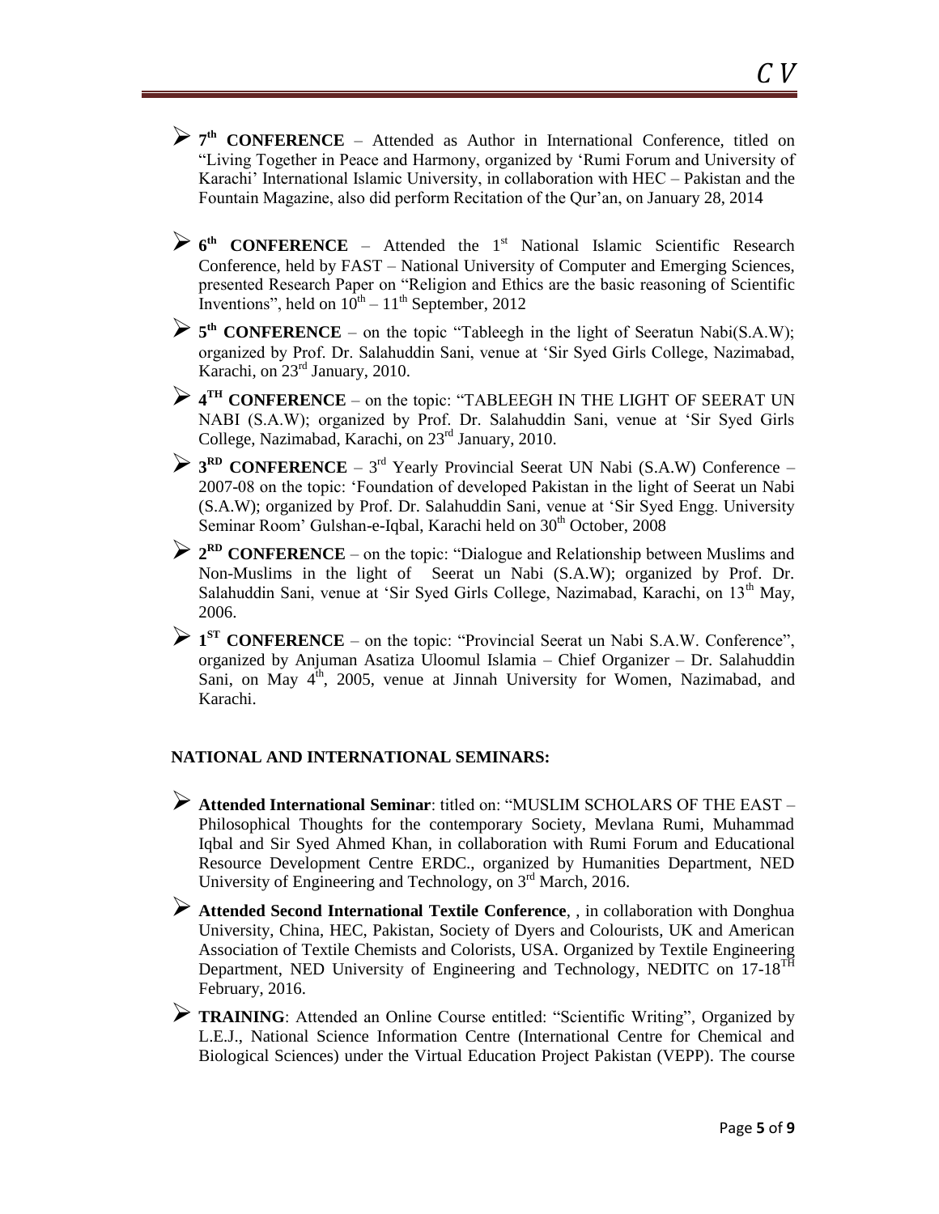- **7th CONFERENCE** – Attended as Author in International Conference, titled on "Living Together in Peace and Harmony, organized by 'Rumi Forum and University of Karachi' International Islamic University, in collaboration with HEC – Pakistan and the Fountain Magazine, also did perform Recitation of the Qur'an, on January 28, 2014

- **6th CONFERENCE** – Attended the 1st National Islamic Scientific Research Conference, held by FAST – National University of Computer and Emerging Sciences, presented Research Paper on "Religion and Ethics are the basic reasoning of Scientific Inventions", held on 10th – 11th September, 2012

- **5th CONFERENCE** – on the topic "Tableegh in the light of Seeratun Nabi(S.A.W); organized by Prof. Dr. Salahuddin Sani, venue at 'Sir Syed Girls College, Nazimabad, Karachi, on 23rd January, 2010.

- **4TH CONFERENCE** – on the topic: "TABLEEGH IN THE LIGHT OF SEERAT UN NABI (S.A.W); organized by Prof. Dr. Salahuddin Sani, venue at 'Sir Syed Girls College, Nazimabad, Karachi, on 23rd January, 2010.

- **3RD CONFERENCE** – 3rd Yearly Provincial Seerat UN Nabi (S.A.W) Conference – 2007-08 on the topic: 'Foundation of developed Pakistan in the light of Seerat un Nabi (S.A.W); organized by Prof. Dr. Salahuddin Sani, venue at 'Sir Syed Engg. University Seminar Room' Gulshan-e-Iqbal, Karachi held on 30th October, 2008

- **2RD CONFERENCE** – on the topic: "Dialogue and Relationship between Muslims and Non-Muslims in the light of Seerat un Nabi (S.A.W); organized by Prof. Dr. Salahuddin Sani, venue at 'Sir Syed Girls College, Nazimabad, Karachi, on 13th May, 2006.

- **1ST CONFERENCE** – on the topic: "Provincial Seerat un Nabi S.A.W. Conference", organized by Anjuman Asatiza Uloomul Islamia – Chief Organizer – Dr. Salahuddin Sani, on May 4th, 2005, venue at Jinnah University for Women, Nazimabad, and Karachi.

**NATIONAL AND INTERNATIONAL SEMINARS:**

- **Attended International Seminar**: titled on: "MUSLIM SCHOLARS OF THE EAST – Philosophical Thoughts for the contemporary Society, Mevlana Rumi, Muhammad Iqbal and Sir Syed Ahmed Khan, in collaboration with Rumi Forum and Educational Resource Development Centre ERDC., organized by Humanities Department, NED University of Engineering and Technology, on 3rd March, 2016.

- **Attended Second International Textile Conference**, , in collaboration with Donghua University, China, HEC, Pakistan, Society of Dyers and Colourists, UK and American Association of Textile Chemists and Colorists, USA. Organized by Textile Engineering Department, NED University of Engineering and Technology, NEDITC on 17-18TH February, 2016.

- **TRAINING**: Attended an Online Course entitled: "Scientific Writing", Organized by L.E.J., National Science Information Centre (International Centre for Chemical and Biological Sciences) under the Virtual Education Project Pakistan (VEPP). The course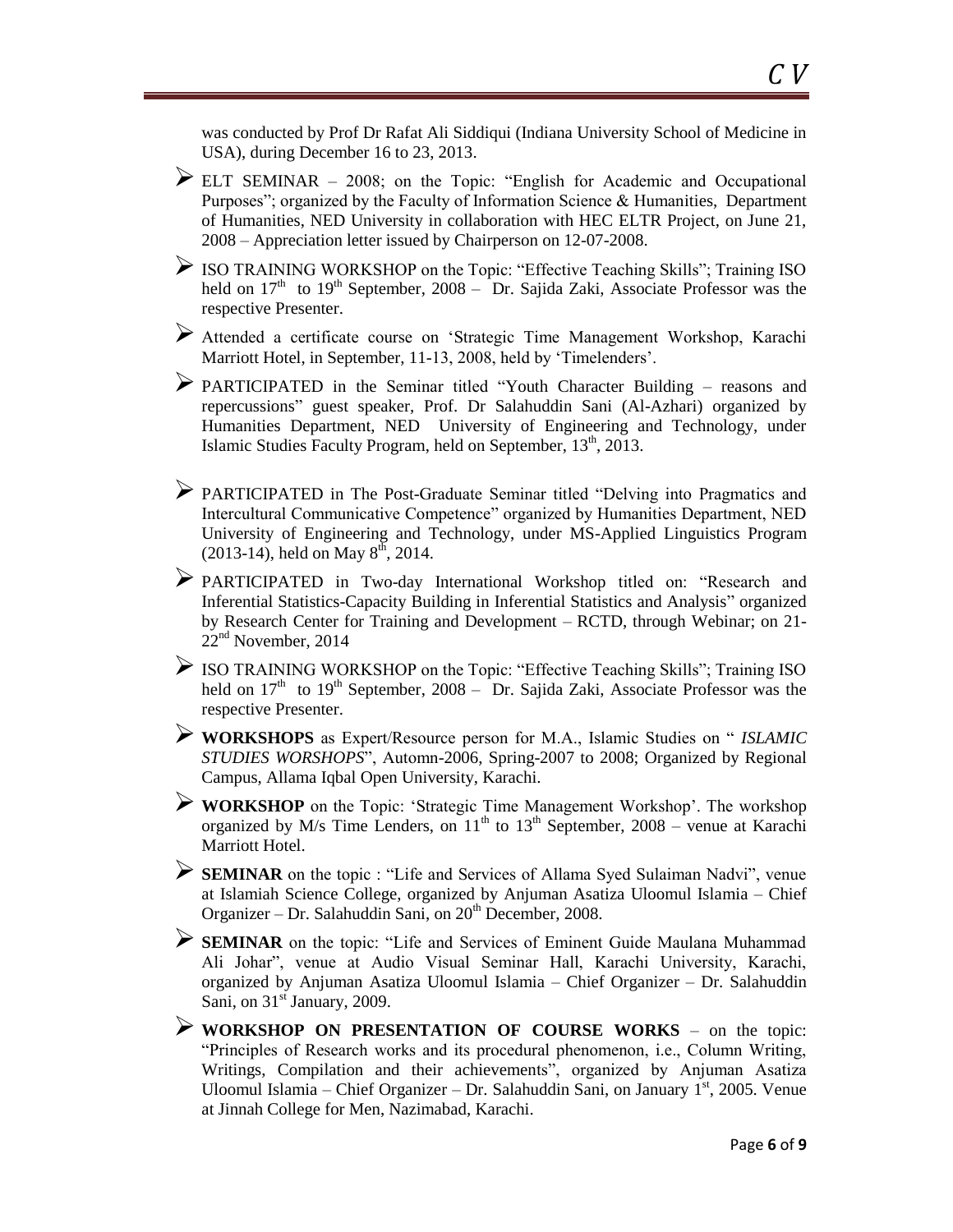was conducted by Prof Dr Rafat Ali Siddiqui (Indiana University School of Medicine in USA), during December 16 to 23, 2013.

- ELT SEMINAR – 2008; on the Topic: "English for Academic and Occupational Purposes"; organized by the Faculty of Information Science & Humanities, Department of Humanities, NED University in collaboration with HEC ELTR Project, on June 21, 2008 – Appreciation letter issued by Chairperson on 12-07-2008.

- ISO TRAINING WORKSHOP on the Topic: "Effective Teaching Skills"; Training ISO held on 17th to 19th September, 2008 – Dr. Sajida Zaki, Associate Professor was the respective Presenter.

- Attended a certificate course on 'Strategic Time Management Workshop, Karachi Marriott Hotel, in September, 11-13, 2008, held by 'Timelenders'.

- PARTICIPATED in the Seminar titled "Youth Character Building – reasons and repercussions" guest speaker, Prof. Dr Salahuddin Sani (Al-Azhari) organized by Humanities Department, NED University of Engineering and Technology, under Islamic Studies Faculty Program, held on September, 13th, 2013.

- PARTICIPATED in The Post-Graduate Seminar titled "Delving into Pragmatics and Intercultural Communicative Competence" organized by Humanities Department, NED University of Engineering and Technology, under MS-Applied Linguistics Program (2013-14), held on May 8th, 2014.

- PARTICIPATED in Two-day International Workshop titled on: "Research and Inferential Statistics-Capacity Building in Inferential Statistics and Analysis" organized by Research Center for Training and Development – RCTD, through Webinar; on 21-22nd November, 2014

- ISO TRAINING WORKSHOP on the Topic: "Effective Teaching Skills"; Training ISO held on 17th to 19th September, 2008 – Dr. Sajida Zaki, Associate Professor was the respective Presenter.

- **WORKSHOPS** as Expert/Resource person for M.A., Islamic Studies on " *ISLAMIC STUDIES WORSHOPS*", Automn-2006, Spring-2007 to 2008; Organized by Regional Campus, Allama Iqbal Open University, Karachi.

- **WORKSHOP** on the Topic: 'Strategic Time Management Workshop'. The workshop organized by M/s Time Lenders, on 11th to 13th September, 2008 – venue at Karachi Marriott Hotel.

- **SEMINAR** on the topic : "Life and Services of Allama Syed Sulaiman Nadvi", venue at Islamiah Science College, organized by Anjuman Asatiza Uloomul Islamia – Chief Organizer – Dr. Salahuddin Sani, on 20th December, 2008.

- **SEMINAR** on the topic: "Life and Services of Eminent Guide Maulana Muhammad Ali Johar", venue at Audio Visual Seminar Hall, Karachi University, Karachi, organized by Anjuman Asatiza Uloomul Islamia – Chief Organizer – Dr. Salahuddin Sani, on 31st January, 2009.

- **WORKSHOP ON PRESENTATION OF COURSE WORKS** – on the topic: "Principles of Research works and its procedural phenomenon, i.e., Column Writing, Writings, Compilation and their achievements", organized by Anjuman Asatiza Uloomul Islamia – Chief Organizer – Dr. Salahuddin Sani, on January 1st, 2005. Venue at Jinnah College for Men, Nazimabad, Karachi.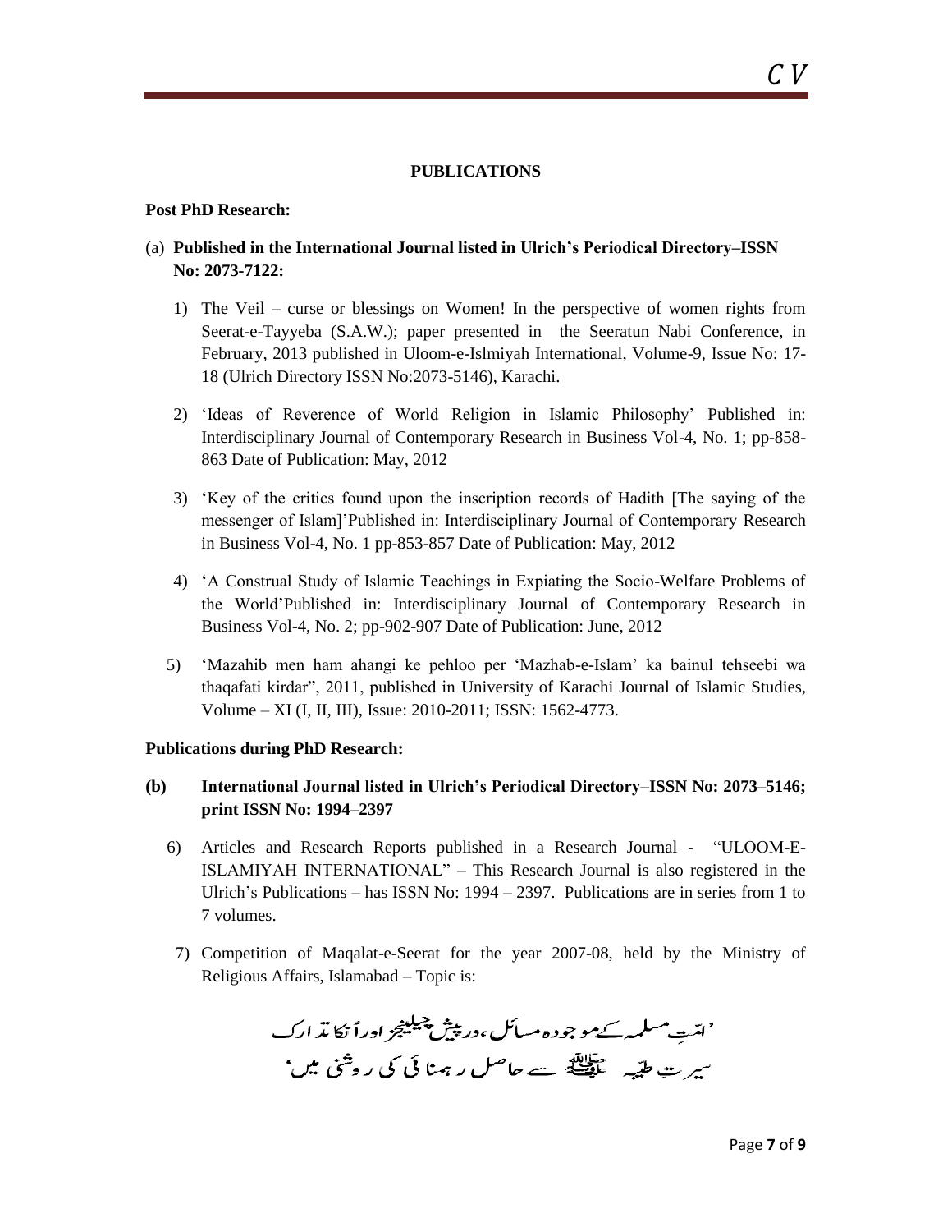## PUBLICATIONS

**Post PhD Research:**

(a) **Published in the International Journal listed in Ulrich's Periodical Directory–ISSN No: 2073-7122:**

1) The Veil – curse or blessings on Women! In the perspective of women rights from Seerat-e-Tayyeba (S.A.W.); paper presented in the Seeratun Nabi Conference, in February, 2013 published in Uloom-e-Islmiyah International, Volume-9, Issue No: 17-18 (Ulrich Directory ISSN No:2073-5146), Karachi.

2) 'Ideas of Reverence of World Religion in Islamic Philosophy' Published in: Interdisciplinary Journal of Contemporary Research in Business Vol-4, No. 1; pp-858-863 Date of Publication: May, 2012

3) 'Key of the critics found upon the inscription records of Hadith [The saying of the messenger of Islam]'Published in: Interdisciplinary Journal of Contemporary Research in Business Vol-4, No. 1 pp-853-857 Date of Publication: May, 2012

4) 'A Construal Study of Islamic Teachings in Expiating the Socio-Welfare Problems of the World'Published in: Interdisciplinary Journal of Contemporary Research in Business Vol-4, No. 2; pp-902-907 Date of Publication: June, 2012

5) 'Mazahib men ham ahangi ke pehloo per 'Mazhab-e-Islam' ka bainul tehseebi wa thaqafati kirdar", 2011, published in University of Karachi Journal of Islamic Studies, Volume – XI (I, II, III), Issue: 2010-2011; ISSN: 1562-4773.

**Publications during PhD Research:**

**(b) International Journal listed in Ulrich's Periodical Directory–ISSN No: 2073–5146; print ISSN No: 1994–2397**

6) Articles and Research Reports published in a Research Journal - "ULOOM-E-ISLAMIYAH INTERNATIONAL" – This Research Journal is also registered in the Ulrich's Publications – has ISSN No: 1994 – 2397. Publications are in series from 1 to 7 volumes.

7) Competition of Maqalat-e-Seerat for the year 2007-08, held by the Ministry of Religious Affairs, Islamabad – Topic is:

'امتِ مسلمہ کے موجودہ مسائل، درپیش چیلنجز اور اُنکا تدارک
سیرتِ طیبہ ﷺ سے حاصل رہنمائی کی روشنی میں'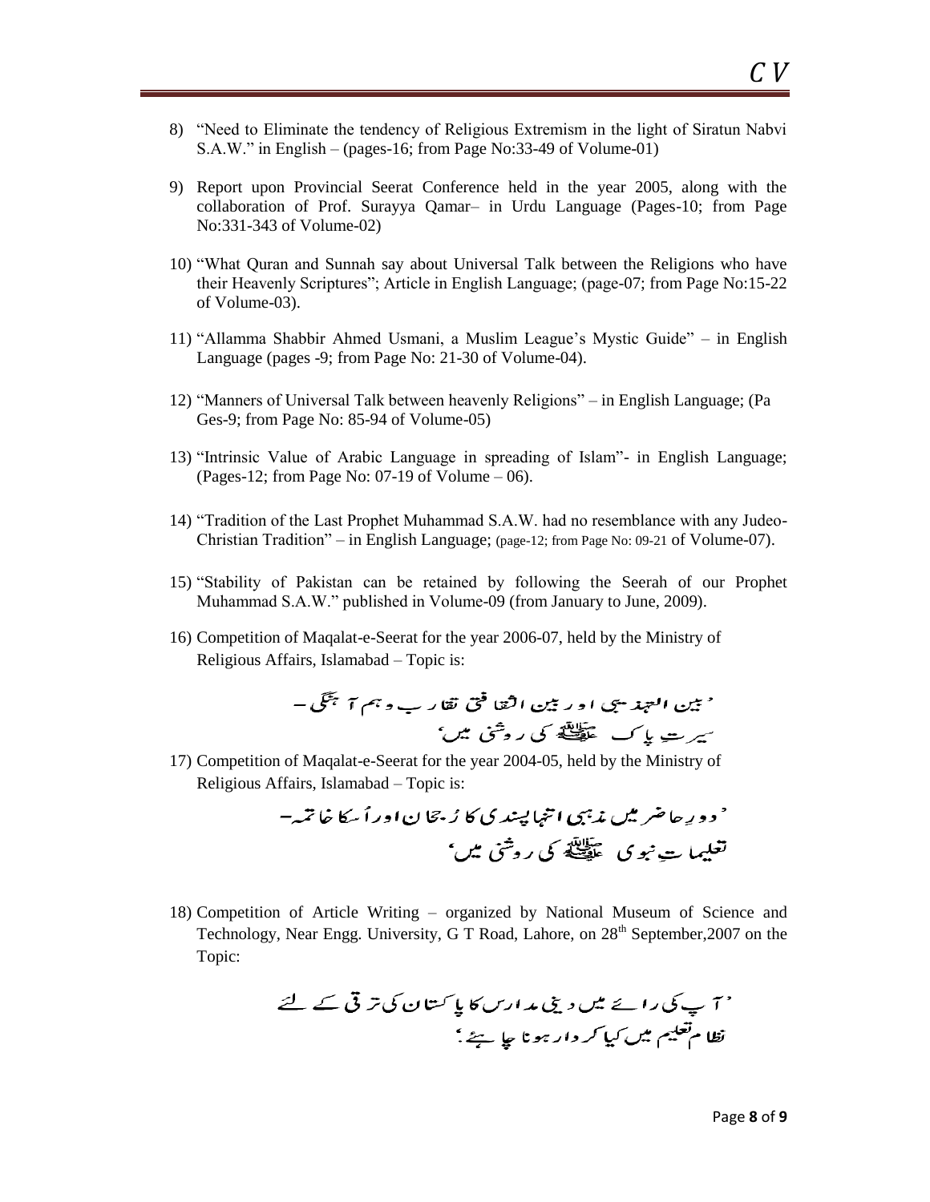8) "Need to Eliminate the tendency of Religious Extremism in the light of Siratun Nabvi S.A.W." in English – (pages-16; from Page No:33-49 of Volume-01)

9) Report upon Provincial Seerat Conference held in the year 2005, along with the collaboration of Prof. Surayya Qamar– in Urdu Language (Pages-10; from Page No:331-343 of Volume-02)

10) "What Quran and Sunnah say about Universal Talk between the Religions who have their Heavenly Scriptures"; Article in English Language; (page-07; from Page No:15-22 of Volume-03).

11) "Allamma Shabbir Ahmed Usmani, a Muslim League's Mystic Guide" – in English Language (pages -9; from Page No: 21-30 of Volume-04).

12) "Manners of Universal Talk between heavenly Religions" – in English Language; (Pa Ges-9; from Page No: 85-94 of Volume-05)

13) "Intrinsic Value of Arabic Language in spreading of Islam"- in English Language; (Pages-12; from Page No: 07-19 of Volume – 06).

14) "Tradition of the Last Prophet Muhammad S.A.W. had no resemblance with any Judeo-Christian Tradition" – in English Language; (page-12; from Page No: 09-21 of Volume-07).

15) "Stability of Pakistan can be retained by following the Seerah of our Prophet Muhammad S.A.W." published in Volume-09 (from January to June, 2009).

16) Competition of Maqalat-e-Seerat for the year 2006-07, held by the Ministry of Religious Affairs, Islamabad – Topic is:

   'بین التہذیبی اور بین الثقافتی تقارب وہم آہنگی –
   سیرتِ پاک ﷺ کی روشنی میں'

17) Competition of Maqalat-e-Seerat for the year 2004-05, held by the Ministry of Religious Affairs, Islamabad – Topic is:

   'دورِ حاضر میں مذہبی انتہاپسندی کا رُجحان اور اُسکا خاتمہ –
   تعلیماتِ نبوی ﷺ کی روشنی میں'

18) Competition of Article Writing – organized by National Museum of Science and Technology, Near Engg. University, G T Road, Lahore, on 28th September,2007 on the Topic:

   'آپ کی رائے میں دینی مدارس کا پاکستان کی ترقی کے لئے
   نظامِ تعلیم میں کیا کردار ہونا چاہیئے'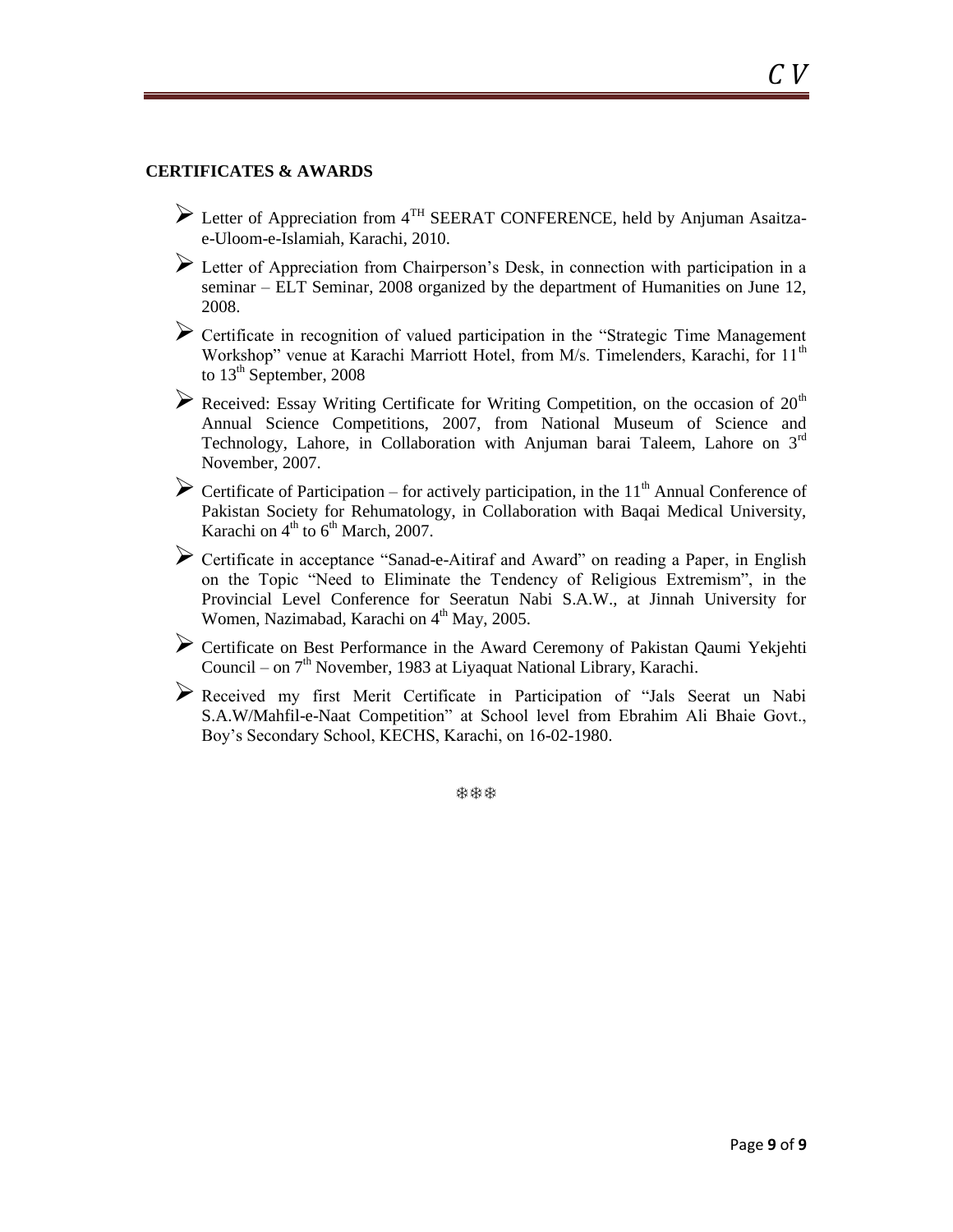## CERTIFICATES & AWARDS

- Letter of Appreciation from 4TH SEERAT CONFERENCE, held by Anjuman Asaitza-e-Uloom-e-Islamiah, Karachi, 2010.
- Letter of Appreciation from Chairperson's Desk, in connection with participation in a seminar – ELT Seminar, 2008 organized by the department of Humanities on June 12, 2008.
- Certificate in recognition of valued participation in the "Strategic Time Management Workshop" venue at Karachi Marriott Hotel, from M/s. Timelenders, Karachi, for 11th to 13th September, 2008
- Received: Essay Writing Certificate for Writing Competition, on the occasion of 20th Annual Science Competitions, 2007, from National Museum of Science and Technology, Lahore, in Collaboration with Anjuman barai Taleem, Lahore on 3rd November, 2007.
- Certificate of Participation – for actively participation, in the 11th Annual Conference of Pakistan Society for Rehumatology, in Collaboration with Baqai Medical University, Karachi on 4th to 6th March, 2007.
- Certificate in acceptance "Sanad-e-Aitiraf and Award" on reading a Paper, in English on the Topic "Need to Eliminate the Tendency of Religious Extremism", in the Provincial Level Conference for Seeratun Nabi S.A.W., at Jinnah University for Women, Nazimabad, Karachi on 4th May, 2005.
- Certificate on Best Performance in the Award Ceremony of Pakistan Qaumi Yekjehti Council – on 7th November, 1983 at Liyaquat National Library, Karachi.
- Received my first Merit Certificate in Participation of "Jals Seerat un Nabi S.A.W/Mahfil-e-Naat Competition" at School level from Ebrahim Ali Bhaie Govt., Boy's Secondary School, KECHS, Karachi, on 16-02-1980.

❆❆❆